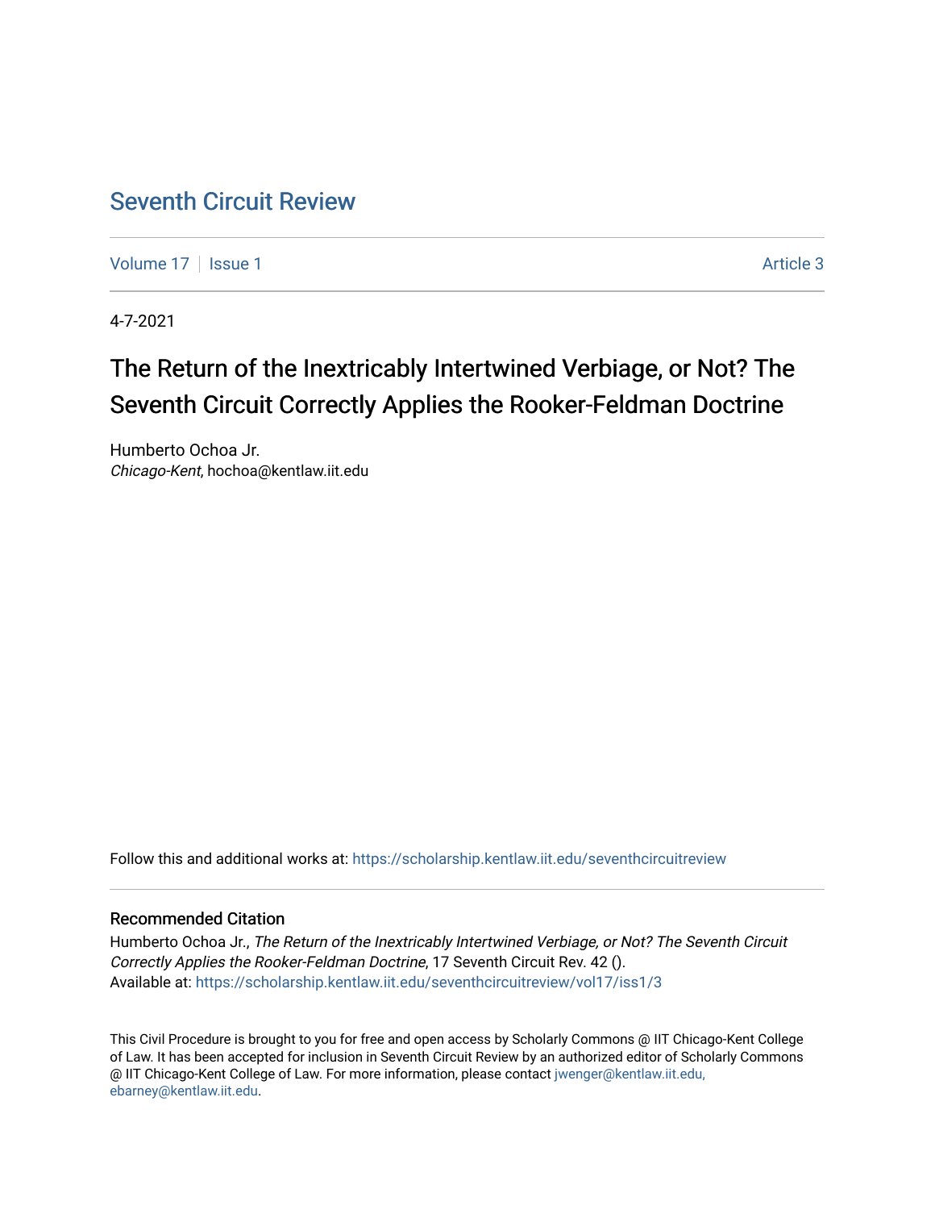# Seventh Circuit Review

Volume 17 | Issue 1 | Article 3

4-7-2021

## The Return of the Inextricably Intertwined Verbiage, or Not? The Seventh Circuit Correctly Applies the Rooker-Feldman Doctrine

Humberto Ochoa Jr.
*Chicago-Kent*, hochoa@kentlaw.iit.edu

Follow this and additional works at: https://scholarship.kentlaw.iit.edu/seventhcircuitreview

### Recommended Citation

Humberto Ochoa Jr., *The Return of the Inextricably Intertwined Verbiage, or Not? The Seventh Circuit Correctly Applies the Rooker-Feldman Doctrine*, 17 Seventh Circuit Rev. 42 ().
Available at: https://scholarship.kentlaw.iit.edu/seventhcircuitreview/vol17/iss1/3

This Civil Procedure is brought to you for free and open access by Scholarly Commons @ IIT Chicago-Kent College of Law. It has been accepted for inclusion in Seventh Circuit Review by an authorized editor of Scholarly Commons @ IIT Chicago-Kent College of Law. For more information, please contact jwenger@kentlaw.iit.edu, ebarney@kentlaw.iit.edu.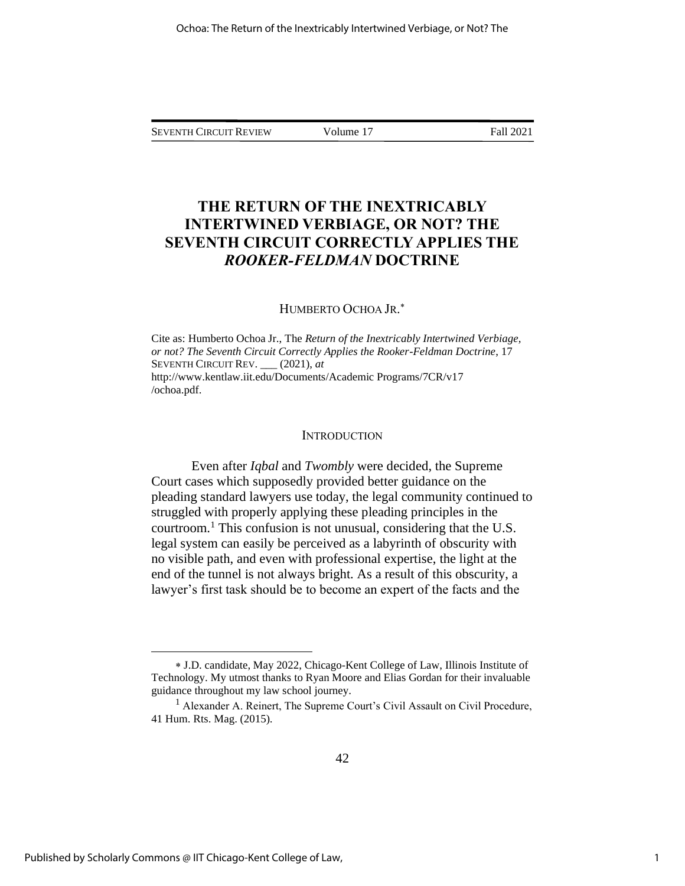# THE RETURN OF THE INEXTRICABLY INTERTWINED VERBIAGE, OR NOT? THE SEVENTH CIRCUIT CORRECTLY APPLIES THE *ROOKER-FELDMAN* DOCTRINE

HUMBERTO OCHOA JR.[*]

Cite as: Humberto Ochoa Jr., The *Return of the Inextricably Intertwined Verbiage, or not? The Seventh Circuit Correctly Applies the Rooker-Feldman Doctrine*, 17 SEVENTH CIRCUIT REV. ___ (2021), *at* http://www.kentlaw.iit.edu/Documents/Academic Programs/7CR/v17 /ochoa.pdf.

## INTRODUCTION

Even after *Iqbal* and *Twombly* were decided, the Supreme Court cases which supposedly provided better guidance on the pleading standard lawyers use today, the legal community continued to struggled with properly applying these pleading principles in the courtroom.[1] This confusion is not unusual, considering that the U.S. legal system can easily be perceived as a labyrinth of obscurity with no visible path, and even with professional expertise, the light at the end of the tunnel is not always bright. As a result of this obscurity, a lawyer's first task should be to become an expert of the facts and the

---

[*] J.D. candidate, May 2022, Chicago-Kent College of Law, Illinois Institute of Technology. My utmost thanks to Ryan Moore and Elias Gordan for their invaluable guidance throughout my law school journey.

[1] Alexander A. Reinert, The Supreme Court's Civil Assault on Civil Procedure, 41 Hum. Rts. Mag. (2015).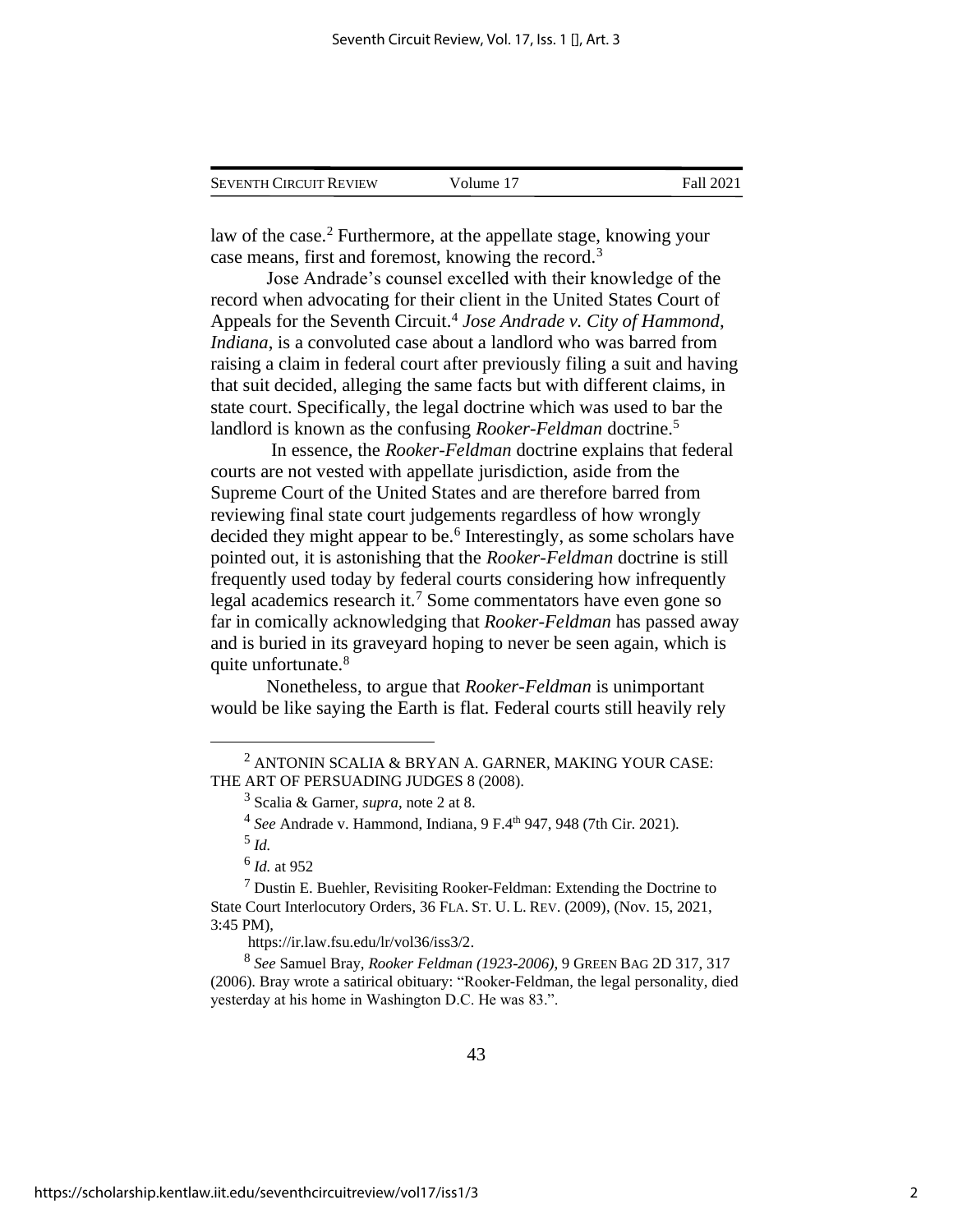law of the case.[2] Furthermore, at the appellate stage, knowing your case means, first and foremost, knowing the record.[3]

Jose Andrade's counsel excelled with their knowledge of the record when advocating for their client in the United States Court of Appeals for the Seventh Circuit.[4] *Jose Andrade v. City of Hammond, Indiana*, is a convoluted case about a landlord who was barred from raising a claim in federal court after previously filing a suit and having that suit decided, alleging the same facts but with different claims, in state court. Specifically, the legal doctrine which was used to bar the landlord is known as the confusing *Rooker-Feldman* doctrine.[5]

In essence, the *Rooker-Feldman* doctrine explains that federal courts are not vested with appellate jurisdiction, aside from the Supreme Court of the United States and are therefore barred from reviewing final state court judgements regardless of how wrongly decided they might appear to be.[6] Interestingly, as some scholars have pointed out, it is astonishing that the *Rooker-Feldman* doctrine is still frequently used today by federal courts considering how infrequently legal academics research it.[7] Some commentators have even gone so far in comically acknowledging that *Rooker-Feldman* has passed away and is buried in its graveyard hoping to never be seen again, which is quite unfortunate.[8]

Nonetheless, to argue that *Rooker-Feldman* is unimportant would be like saying the Earth is flat. Federal courts still heavily rely

---

[2] ANTONIN SCALIA & BRYAN A. GARNER, MAKING YOUR CASE: THE ART OF PERSUADING JUDGES 8 (2008).

[3] Scalia & Garner, *supra*, note 2 at 8.

[4] *See* Andrade v. Hammond, Indiana, 9 F.4th 947, 948 (7th Cir. 2021).

[5] *Id.*

[6] *Id.* at 952

[7] Dustin E. Buehler, Revisiting Rooker-Feldman: Extending the Doctrine to State Court Interlocutory Orders, 36 FLA. ST. U. L. REV. (2009), (Nov. 15, 2021, 3:45 PM), https://ir.law.fsu.edu/lr/vol36/iss3/2.

[8] *See* Samuel Bray, *Rooker Feldman (1923-2006)*, 9 GREEN BAG 2D 317, 317 (2006). Bray wrote a satirical obituary: "Rooker-Feldman, the legal personality, died yesterday at his home in Washington D.C. He was 83.".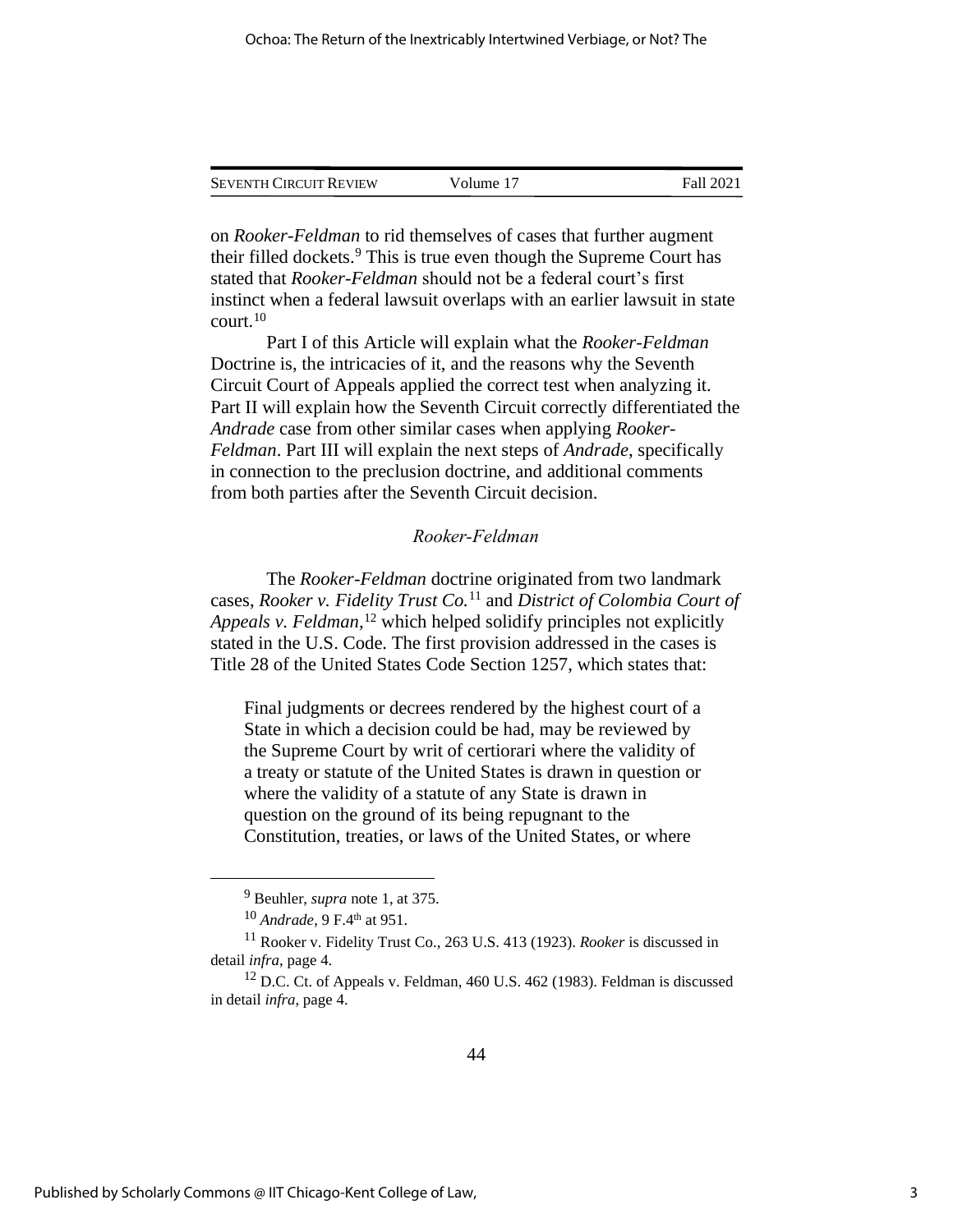on *Rooker-Feldman* to rid themselves of cases that further augment their filled dockets.[9] This is true even though the Supreme Court has stated that *Rooker-Feldman* should not be a federal court's first instinct when a federal lawsuit overlaps with an earlier lawsuit in state court.[10]

Part I of this Article will explain what the *Rooker-Feldman* Doctrine is, the intricacies of it, and the reasons why the Seventh Circuit Court of Appeals applied the correct test when analyzing it. Part II will explain how the Seventh Circuit correctly differentiated the *Andrade* case from other similar cases when applying *Rooker-Feldman*. Part III will explain the next steps of *Andrade*, specifically in connection to the preclusion doctrine, and additional comments from both parties after the Seventh Circuit decision.

## *Rooker-Feldman*

The *Rooker-Feldman* doctrine originated from two landmark cases, *Rooker v. Fidelity Trust Co.*[11] and *District of Colombia Court of Appeals v. Feldman*,[12] which helped solidify principles not explicitly stated in the U.S. Code. The first provision addressed in the cases is Title 28 of the United States Code Section 1257, which states that:

> Final judgments or decrees rendered by the highest court of a State in which a decision could be had, may be reviewed by the Supreme Court by writ of certiorari where the validity of a treaty or statute of the United States is drawn in question or where the validity of a statute of any State is drawn in question on the ground of its being repugnant to the Constitution, treaties, or laws of the United States, or where

---

[9] Beuhler, *supra* note 1, at 375.

[10] *Andrade*, 9 F.4th at 951.

[11] Rooker v. Fidelity Trust Co., 263 U.S. 413 (1923). *Rooker* is discussed in detail *infra*, page 4.

[12] D.C. Ct. of Appeals v. Feldman, 460 U.S. 462 (1983). Feldman is discussed in detail *infra*, page 4.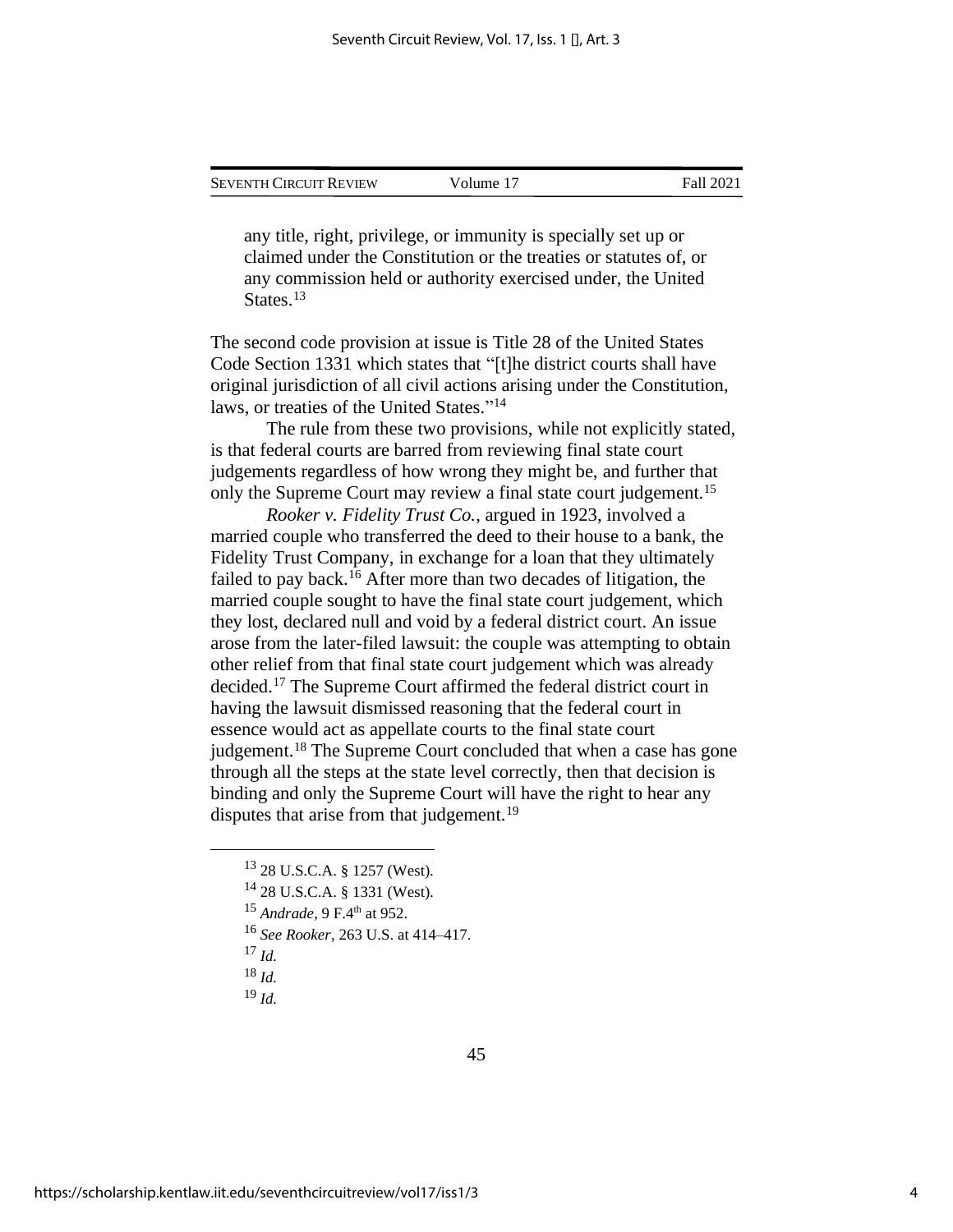> any title, right, privilege, or immunity is specially set up or claimed under the Constitution or the treaties or statutes of, or any commission held or authority exercised under, the United States.[13]

The second code provision at issue is Title 28 of the United States Code Section 1331 which states that "[t]he district courts shall have original jurisdiction of all civil actions arising under the Constitution, laws, or treaties of the United States."[14]

The rule from these two provisions, while not explicitly stated, is that federal courts are barred from reviewing final state court judgements regardless of how wrong they might be, and further that only the Supreme Court may review a final state court judgement.[15]

*Rooker v. Fidelity Trust Co.*, argued in 1923, involved a married couple who transferred the deed to their house to a bank, the Fidelity Trust Company, in exchange for a loan that they ultimately failed to pay back.[16] After more than two decades of litigation, the married couple sought to have the final state court judgement, which they lost, declared null and void by a federal district court. An issue arose from the later-filed lawsuit: the couple was attempting to obtain other relief from that final state court judgement which was already decided.[17] The Supreme Court affirmed the federal district court in having the lawsuit dismissed reasoning that the federal court in essence would act as appellate courts to the final state court judgement.[18] The Supreme Court concluded that when a case has gone through all the steps at the state level correctly, then that decision is binding and only the Supreme Court will have the right to hear any disputes that arise from that judgement.[19]

---

[13] 28 U.S.C.A. § 1257 (West).

[14] 28 U.S.C.A. § 1331 (West).

[15] *Andrade*, 9 F.4th at 952.

[16] *See Rooker*, 263 U.S. at 414–417.

[17] *Id.*

[18] *Id.*

[19] *Id.*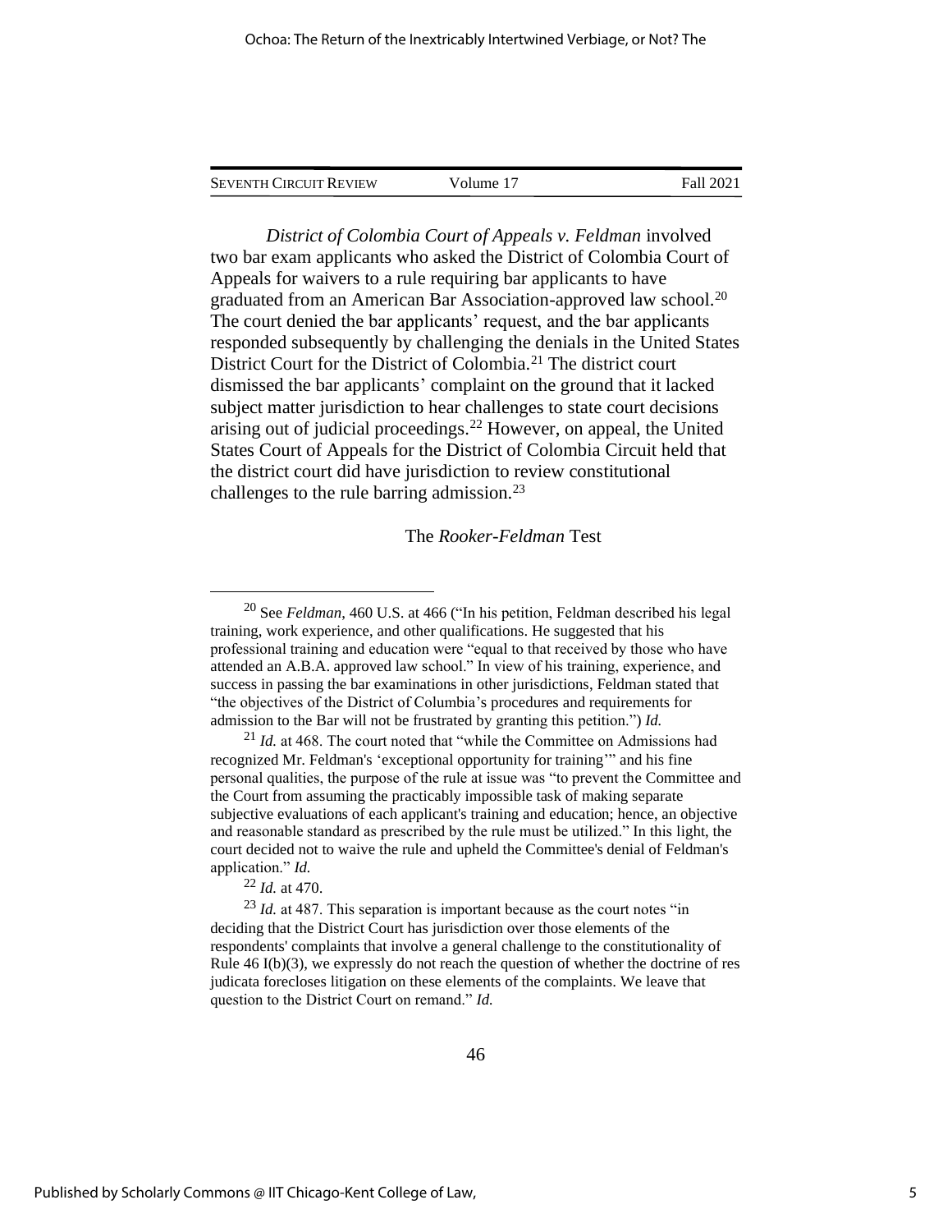*District of Colombia Court of Appeals v. Feldman* involved two bar exam applicants who asked the District of Colombia Court of Appeals for waivers to a rule requiring bar applicants to have graduated from an American Bar Association-approved law school.[20] The court denied the bar applicants' request, and the bar applicants responded subsequently by challenging the denials in the United States District Court for the District of Colombia.[21] The district court dismissed the bar applicants' complaint on the ground that it lacked subject matter jurisdiction to hear challenges to state court decisions arising out of judicial proceedings.[22] However, on appeal, the United States Court of Appeals for the District of Colombia Circuit held that the district court did have jurisdiction to review constitutional challenges to the rule barring admission.[23]

The *Rooker-Feldman* Test

---

[20] See *Feldman*, 460 U.S. at 466 ("In his petition, Feldman described his legal training, work experience, and other qualifications. He suggested that his professional training and education were "equal to that received by those who have attended an A.B.A. approved law school." In view of his training, experience, and success in passing the bar examinations in other jurisdictions, Feldman stated that "the objectives of the District of Columbia's procedures and requirements for admission to the Bar will not be frustrated by granting this petition.") *Id.*

[21] *Id.* at 468. The court noted that "while the Committee on Admissions had recognized Mr. Feldman's 'exceptional opportunity for training'" and his fine personal qualities, the purpose of the rule at issue was "to prevent the Committee and the Court from assuming the practicably impossible task of making separate subjective evaluations of each applicant's training and education; hence, an objective and reasonable standard as prescribed by the rule must be utilized." In this light, the court decided not to waive the rule and upheld the Committee's denial of Feldman's application." *Id.*

[22] *Id.* at 470.

[23] *Id.* at 487. This separation is important because as the court notes "in deciding that the District Court has jurisdiction over those elements of the respondents' complaints that involve a general challenge to the constitutionality of Rule 46 I(b)(3), we expressly do not reach the question of whether the doctrine of res judicata forecloses litigation on these elements of the complaints. We leave that question to the District Court on remand." *Id.*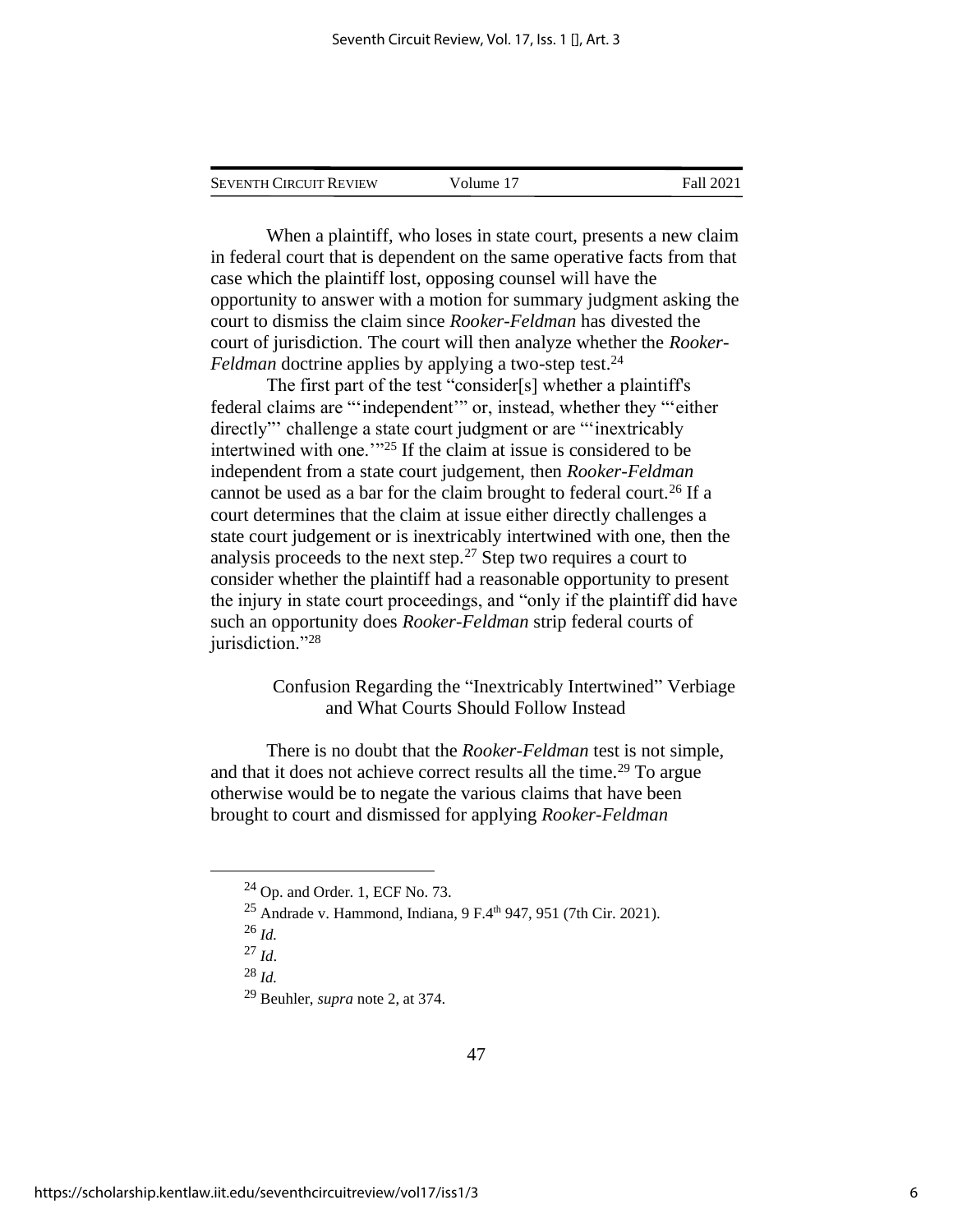When a plaintiff, who loses in state court, presents a new claim in federal court that is dependent on the same operative facts from that case which the plaintiff lost, opposing counsel will have the opportunity to answer with a motion for summary judgment asking the court to dismiss the claim since *Rooker-Feldman* has divested the court of jurisdiction. The court will then analyze whether the *Rooker-Feldman* doctrine applies by applying a two-step test.[24]

The first part of the test "consider[s] whether a plaintiff's federal claims are "'independent'" or, instead, whether they "'either directly"' challenge a state court judgment or are "'inextricably intertwined with one.'"[25] If the claim at issue is considered to be independent from a state court judgement, then *Rooker-Feldman* cannot be used as a bar for the claim brought to federal court.[26] If a court determines that the claim at issue either directly challenges a state court judgement or is inextricably intertwined with one, then the analysis proceeds to the next step.[27] Step two requires a court to consider whether the plaintiff had a reasonable opportunity to present the injury in state court proceedings, and "only if the plaintiff did have such an opportunity does *Rooker-Feldman* strip federal courts of jurisdiction."[28]

### Confusion Regarding the "Inextricably Intertwined" Verbiage and What Courts Should Follow Instead

There is no doubt that the *Rooker-Feldman* test is not simple, and that it does not achieve correct results all the time.[29] To argue otherwise would be to negate the various claims that have been brought to court and dismissed for applying *Rooker-Feldman*

---

[24] Op. and Order. 1, ECF No. 73.

[25] Andrade v. Hammond, Indiana, 9 F.4th 947, 951 (7th Cir. 2021).

[26] *Id.*

[27] *Id*.

[28] *Id.*

[29] Beuhler, *supra* note 2, at 374.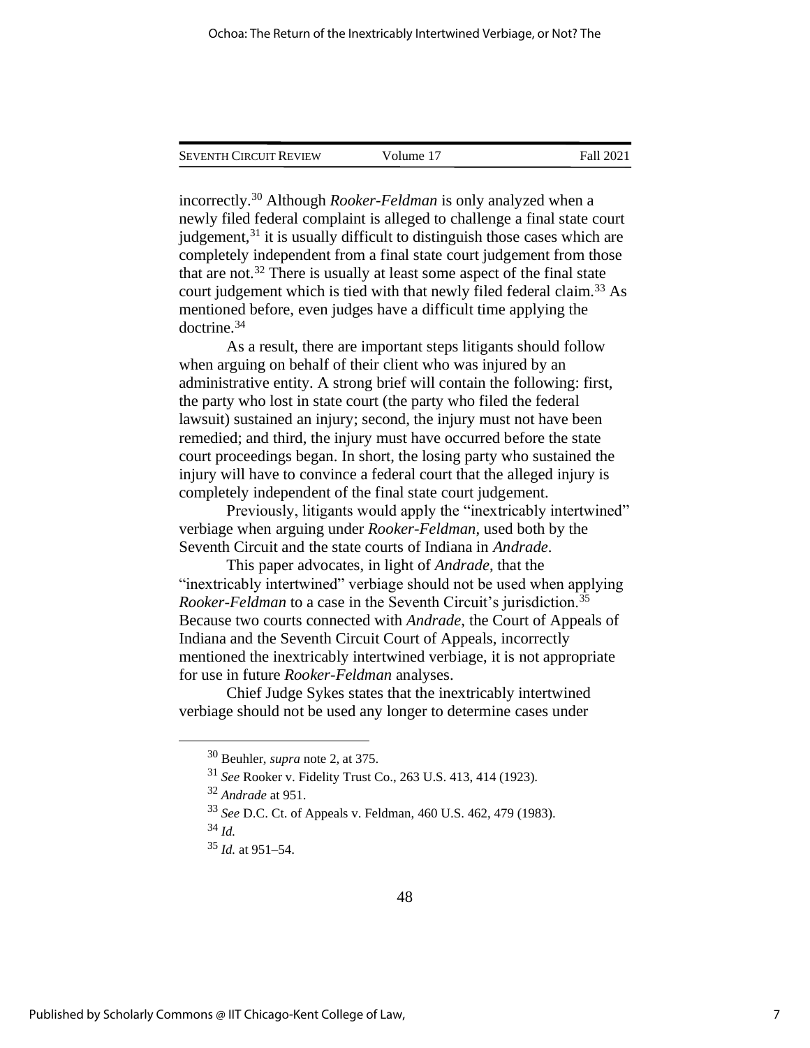incorrectly.[30] Although *Rooker-Feldman* is only analyzed when a newly filed federal complaint is alleged to challenge a final state court judgement,[31] it is usually difficult to distinguish those cases which are completely independent from a final state court judgement from those that are not.[32] There is usually at least some aspect of the final state court judgement which is tied with that newly filed federal claim.[33] As mentioned before, even judges have a difficult time applying the doctrine.[34]

As a result, there are important steps litigants should follow when arguing on behalf of their client who was injured by an administrative entity. A strong brief will contain the following: first, the party who lost in state court (the party who filed the federal lawsuit) sustained an injury; second, the injury must not have been remedied; and third, the injury must have occurred before the state court proceedings began. In short, the losing party who sustained the injury will have to convince a federal court that the alleged injury is completely independent of the final state court judgement.

Previously, litigants would apply the "inextricably intertwined" verbiage when arguing under *Rooker-Feldman*, used both by the Seventh Circuit and the state courts of Indiana in *Andrade*.

This paper advocates, in light of *Andrade*, that the "inextricably intertwined" verbiage should not be used when applying *Rooker-Feldman* to a case in the Seventh Circuit's jurisdiction.[35] Because two courts connected with *Andrade*, the Court of Appeals of Indiana and the Seventh Circuit Court of Appeals, incorrectly mentioned the inextricably intertwined verbiage, it is not appropriate for use in future *Rooker-Feldman* analyses.

Chief Judge Sykes states that the inextricably intertwined verbiage should not be used any longer to determine cases under

---

[30] Beuhler, *supra* note 2, at 375.

[31] *See* Rooker v. Fidelity Trust Co., 263 U.S. 413, 414 (1923).

[32] *Andrade* at 951.

[33] *See* D.C. Ct. of Appeals v. Feldman, 460 U.S. 462, 479 (1983).

[34] *Id.*

[35] *Id.* at 951–54.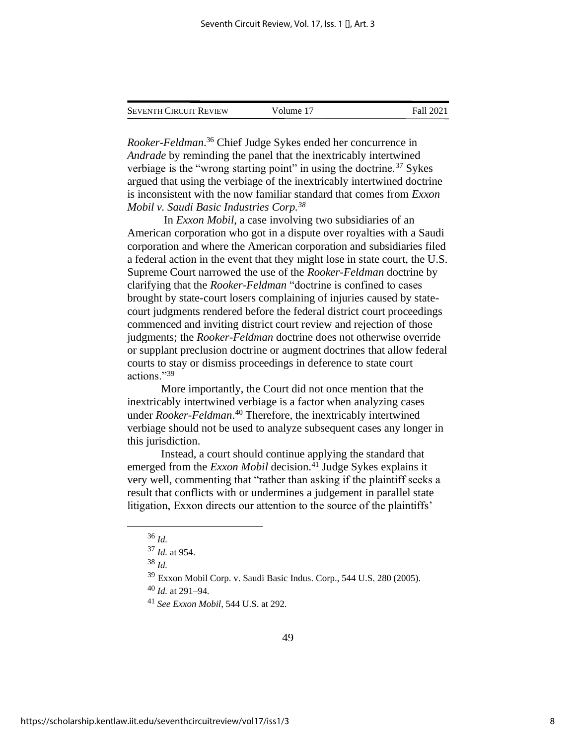*Rooker-Feldman*.[36] Chief Judge Sykes ended her concurrence in *Andrade* by reminding the panel that the inextricably intertwined verbiage is the "wrong starting point" in using the doctrine.[37] Sykes argued that using the verbiage of the inextricably intertwined doctrine is inconsistent with the now familiar standard that comes from *Exxon Mobil v. Saudi Basic Industries Corp.*[38]

In *Exxon Mobil*, a case involving two subsidiaries of an American corporation who got in a dispute over royalties with a Saudi corporation and where the American corporation and subsidiaries filed a federal action in the event that they might lose in state court, the U.S. Supreme Court narrowed the use of the *Rooker-Feldman* doctrine by clarifying that the *Rooker-Feldman* "doctrine is confined to cases brought by state-court losers complaining of injuries caused by state-court judgments rendered before the federal district court proceedings commenced and inviting district court review and rejection of those judgments; the *Rooker-Feldman* doctrine does not otherwise override or supplant preclusion doctrine or augment doctrines that allow federal courts to stay or dismiss proceedings in deference to state court actions."[39]

More importantly, the Court did not once mention that the inextricably intertwined verbiage is a factor when analyzing cases under *Rooker-Feldman*.[40] Therefore, the inextricably intertwined verbiage should not be used to analyze subsequent cases any longer in this jurisdiction.

Instead, a court should continue applying the standard that emerged from the *Exxon Mobil* decision.[41] Judge Sykes explains it very well, commenting that "rather than asking if the plaintiff seeks a result that conflicts with or undermines a judgement in parallel state litigation, Exxon directs our attention to the source of the plaintiffs'

---

[36] *Id.*

[37] *Id.* at 954.

[38] *Id.*

[39] Exxon Mobil Corp. v. Saudi Basic Indus. Corp., 544 U.S. 280 (2005).

[40] *Id.* at 291–94.

[41] *See Exxon Mobil*, 544 U.S. at 292.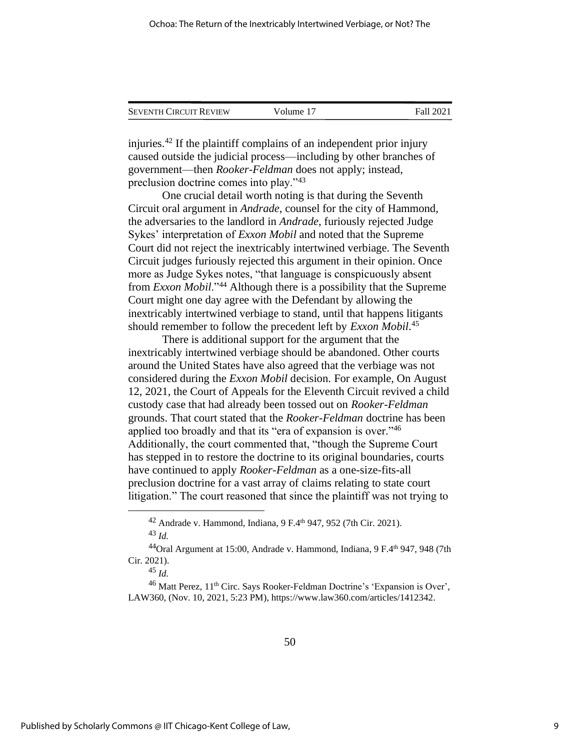injuries.[42] If the plaintiff complains of an independent prior injury caused outside the judicial process—including by other branches of government—then *Rooker-Feldman* does not apply; instead, preclusion doctrine comes into play."[43]

One crucial detail worth noting is that during the Seventh Circuit oral argument in *Andrade*, counsel for the city of Hammond, the adversaries to the landlord in *Andrade*, furiously rejected Judge Sykes' interpretation of *Exxon Mobil* and noted that the Supreme Court did not reject the inextricably intertwined verbiage. The Seventh Circuit judges furiously rejected this argument in their opinion. Once more as Judge Sykes notes, "that language is conspicuously absent from *Exxon Mobil*."[44] Although there is a possibility that the Supreme Court might one day agree with the Defendant by allowing the inextricably intertwined verbiage to stand, until that happens litigants should remember to follow the precedent left by *Exxon Mobil*.[45]

There is additional support for the argument that the inextricably intertwined verbiage should be abandoned. Other courts around the United States have also agreed that the verbiage was not considered during the *Exxon Mobil* decision. For example, On August 12, 2021, the Court of Appeals for the Eleventh Circuit revived a child custody case that had already been tossed out on *Rooker-Feldman* grounds. That court stated that the *Rooker-Feldman* doctrine has been applied too broadly and that its "era of expansion is over."[46] Additionally, the court commented that, "though the Supreme Court has stepped in to restore the doctrine to its original boundaries, courts have continued to apply *Rooker-Feldman* as a one-size-fits-all preclusion doctrine for a vast array of claims relating to state court litigation." The court reasoned that since the plaintiff was not trying to

---

[42] Andrade v. Hammond, Indiana, 9 F.4th 947, 952 (7th Cir. 2021).

[43] *Id.*

[44] Oral Argument at 15:00, Andrade v. Hammond, Indiana, 9 F.4th 947, 948 (7th Cir. 2021).

[45] *Id.*

[46] Matt Perez, 11th Circ. Says Rooker-Feldman Doctrine's 'Expansion is Over', LAW360, (Nov. 10, 2021, 5:23 PM), https://www.law360.com/articles/1412342.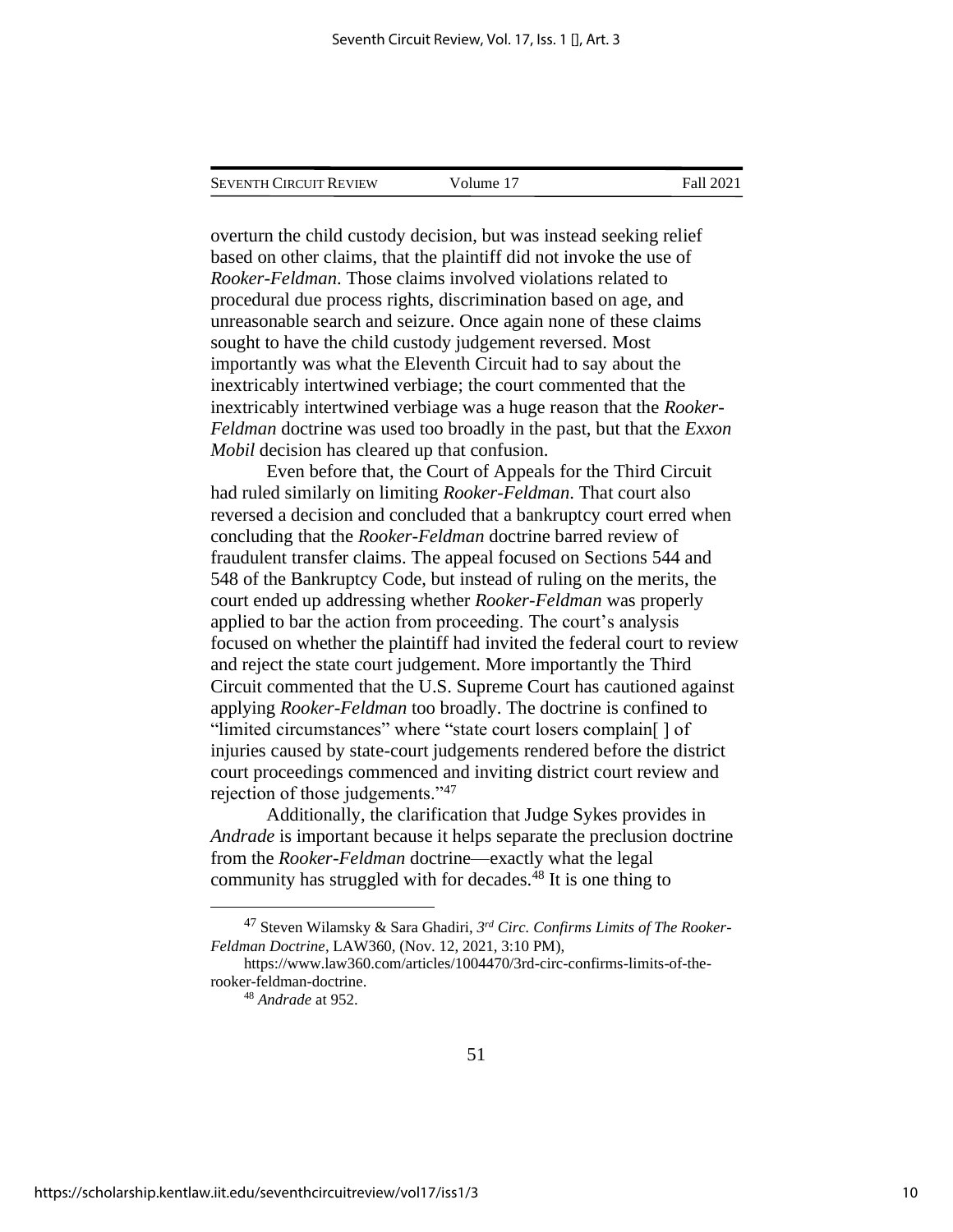overturn the child custody decision, but was instead seeking relief based on other claims, that the plaintiff did not invoke the use of *Rooker-Feldman*. Those claims involved violations related to procedural due process rights, discrimination based on age, and unreasonable search and seizure. Once again none of these claims sought to have the child custody judgement reversed. Most importantly was what the Eleventh Circuit had to say about the inextricably intertwined verbiage; the court commented that the inextricably intertwined verbiage was a huge reason that the *Rooker-Feldman* doctrine was used too broadly in the past, but that the *Exxon Mobil* decision has cleared up that confusion.

Even before that, the Court of Appeals for the Third Circuit had ruled similarly on limiting *Rooker-Feldman*. That court also reversed a decision and concluded that a bankruptcy court erred when concluding that the *Rooker-Feldman* doctrine barred review of fraudulent transfer claims. The appeal focused on Sections 544 and 548 of the Bankruptcy Code, but instead of ruling on the merits, the court ended up addressing whether *Rooker-Feldman* was properly applied to bar the action from proceeding. The court's analysis focused on whether the plaintiff had invited the federal court to review and reject the state court judgement. More importantly the Third Circuit commented that the U.S. Supreme Court has cautioned against applying *Rooker-Feldman* too broadly. The doctrine is confined to "limited circumstances" where "state court losers complain[ ] of injuries caused by state-court judgements rendered before the district court proceedings commenced and inviting district court review and rejection of those judgements."[47]

Additionally, the clarification that Judge Sykes provides in *Andrade* is important because it helps separate the preclusion doctrine from the *Rooker-Feldman* doctrine—exactly what the legal community has struggled with for decades.[48] It is one thing to

---

[47] Steven Wilamsky & Sara Ghadiri, *3rd Circ. Confirms Limits of The Rooker-Feldman Doctrine*, LAW360, (Nov. 12, 2021, 3:10 PM), https://www.law360.com/articles/1004470/3rd-circ-confirms-limits-of-the-rooker-feldman-doctrine.

[48] *Andrade* at 952.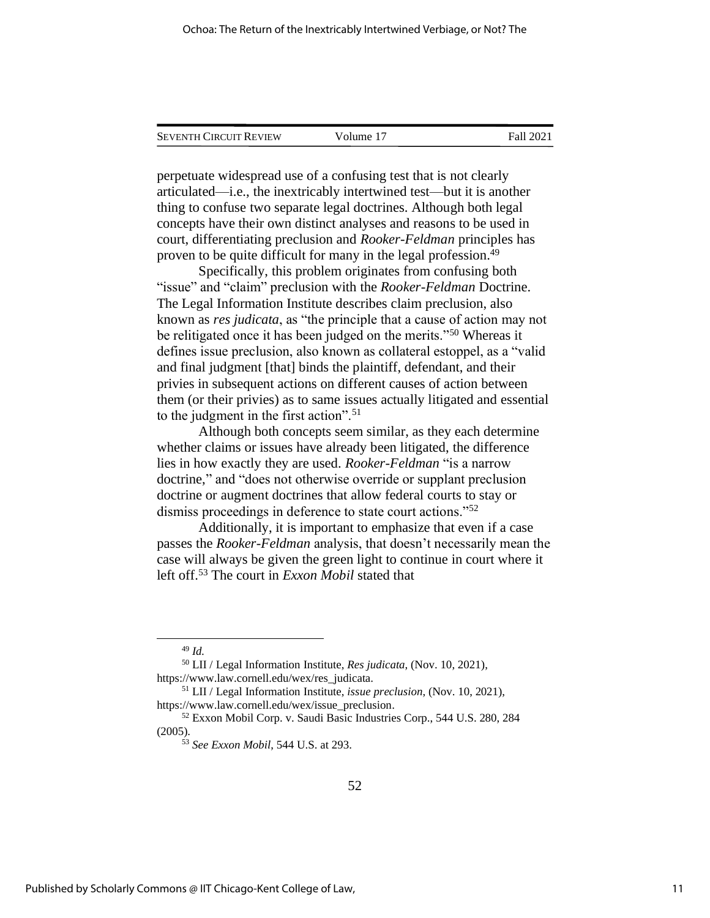perpetuate widespread use of a confusing test that is not clearly articulated—i.e., the inextricably intertwined test—but it is another thing to confuse two separate legal doctrines. Although both legal concepts have their own distinct analyses and reasons to be used in court, differentiating preclusion and *Rooker-Feldman* principles has proven to be quite difficult for many in the legal profession.[49]

Specifically, this problem originates from confusing both "issue" and "claim" preclusion with the *Rooker-Feldman* Doctrine. The Legal Information Institute describes claim preclusion, also known as *res judicata*, as "the principle that a cause of action may not be relitigated once it has been judged on the merits."[50] Whereas it defines issue preclusion, also known as collateral estoppel, as a "valid and final judgment [that] binds the plaintiff, defendant, and their privies in subsequent actions on different causes of action between them (or their privies) as to same issues actually litigated and essential to the judgment in the first action".[51]

Although both concepts seem similar, as they each determine whether claims or issues have already been litigated, the difference lies in how exactly they are used. *Rooker-Feldman* "is a narrow doctrine," and "does not otherwise override or supplant preclusion doctrine or augment doctrines that allow federal courts to stay or dismiss proceedings in deference to state court actions."[52]

Additionally, it is important to emphasize that even if a case passes the *Rooker-Feldman* analysis, that doesn't necessarily mean the case will always be given the green light to continue in court where it left off.[53] The court in *Exxon Mobil* stated that

---

[49] *Id.*

[50] LII / Legal Information Institute, *Res judicata*, (Nov. 10, 2021), https://www.law.cornell.edu/wex/res_judicata.

[51] LII / Legal Information Institute, *issue preclusion*, (Nov. 10, 2021), https://www.law.cornell.edu/wex/issue_preclusion.

[52] Exxon Mobil Corp. v. Saudi Basic Industries Corp., 544 U.S. 280, 284 (2005).

[53] *See Exxon Mobil*, 544 U.S. at 293.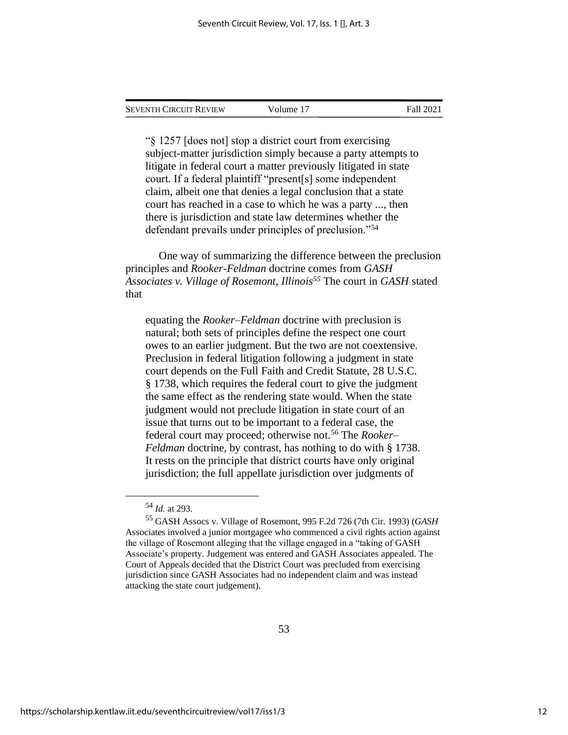> "§ 1257 [does not] stop a district court from exercising subject-matter jurisdiction simply because a party attempts to litigate in federal court a matter previously litigated in state court. If a federal plaintiff "present[s] some independent claim, albeit one that denies a legal conclusion that a state court has reached in a case to which he was a party ..., then there is jurisdiction and state law determines whether the defendant prevails under principles of preclusion."[54]

One way of summarizing the difference between the preclusion principles and *Rooker-Feldman* doctrine comes from *GASH Associates v. Village of Rosemont, Illinois*[55] The court in *GASH* stated that

> equating the *Rooker–Feldman* doctrine with preclusion is natural; both sets of principles define the respect one court owes to an earlier judgment. But the two are not coextensive. Preclusion in federal litigation following a judgment in state court depends on the Full Faith and Credit Statute, 28 U.S.C. § 1738, which requires the federal court to give the judgment the same effect as the rendering state would. When the state judgment would not preclude litigation in state court of an issue that turns out to be important to a federal case, the federal court may proceed; otherwise not.[56] The *Rooker–Feldman* doctrine, by contrast, has nothing to do with § 1738. It rests on the principle that district courts have only original jurisdiction; the full appellate jurisdiction over judgments of

---

[54] *Id.* at 293.

[55] GASH Assocs v. Village of Rosemont, 995 F.2d 726 (7th Cir. 1993) (*GASH* Associates involved a junior mortgagee who commenced a civil rights action against the village of Rosemont alleging that the village engaged in a "taking of GASH Associate's property. Judgement was entered and GASH Associates appealed. The Court of Appeals decided that the District Court was precluded from exercising jurisdiction since GASH Associates had no independent claim and was instead attacking the state court judgement).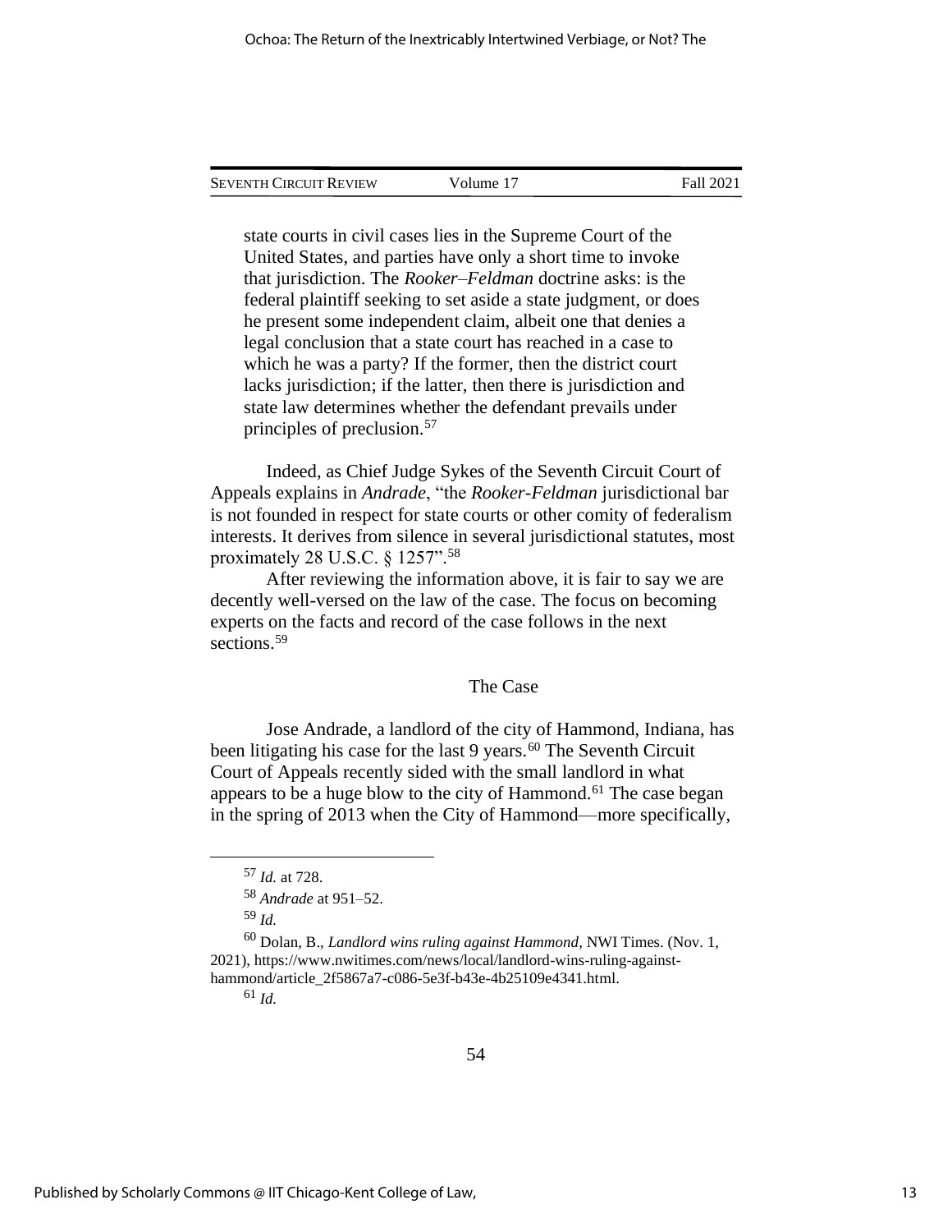state courts in civil cases lies in the Supreme Court of the United States, and parties have only a short time to invoke that jurisdiction. The *Rooker–Feldman* doctrine asks: is the federal plaintiff seeking to set aside a state judgment, or does he present some independent claim, albeit one that denies a legal conclusion that a state court has reached in a case to which he was a party? If the former, then the district court lacks jurisdiction; if the latter, then there is jurisdiction and state law determines whether the defendant prevails under principles of preclusion.[57]

Indeed, as Chief Judge Sykes of the Seventh Circuit Court of Appeals explains in *Andrade*, "the *Rooker-Feldman* jurisdictional bar is not founded in respect for state courts or other comity of federalism interests. It derives from silence in several jurisdictional statutes, most proximately 28 U.S.C. § 1257".[58]

After reviewing the information above, it is fair to say we are decently well-versed on the law of the case. The focus on becoming experts on the facts and record of the case follows in the next sections.[59]

## The Case

Jose Andrade, a landlord of the city of Hammond, Indiana, has been litigating his case for the last 9 years.[60] The Seventh Circuit Court of Appeals recently sided with the small landlord in what appears to be a huge blow to the city of Hammond.[61] The case began in the spring of 2013 when the City of Hammond—more specifically,

---

[57] *Id.* at 728.

[58] *Andrade* at 951–52.

[59] *Id.*

[60] Dolan, B., *Landlord wins ruling against Hammond*, NWI Times. (Nov. 1, 2021), https://www.nwitimes.com/news/local/landlord-wins-ruling-against-hammond/article_2f5867a7-c086-5e3f-b43e-4b25109e4341.html.

[61] *Id.*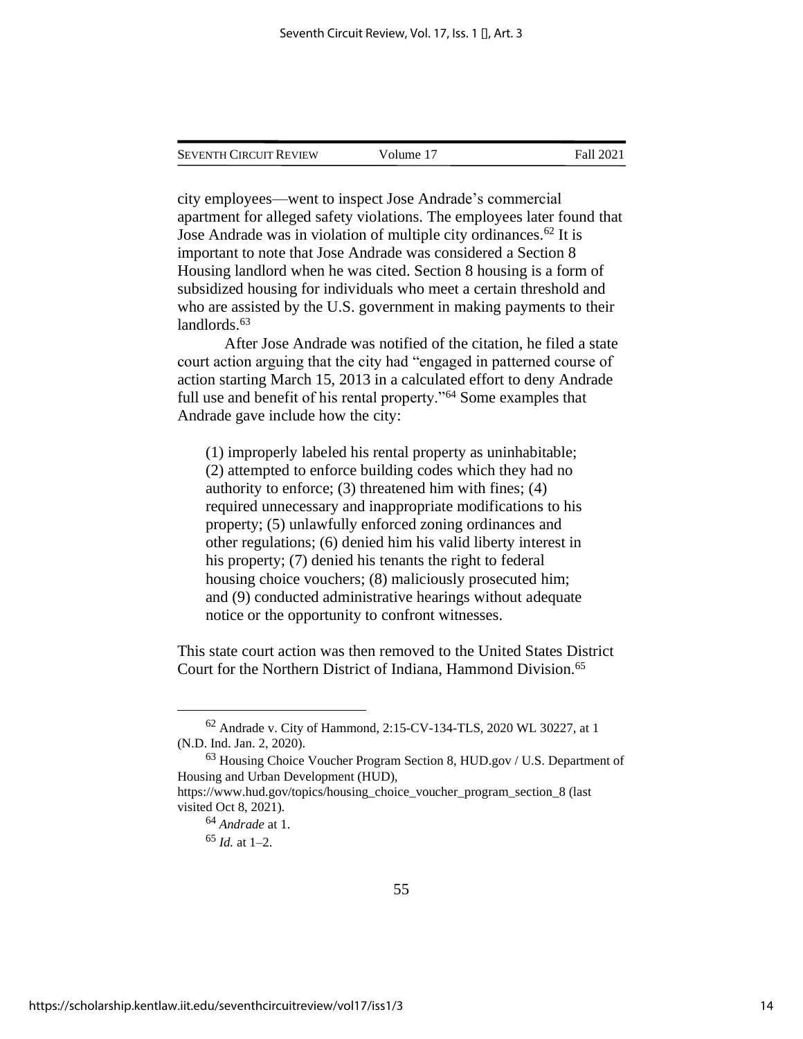city employees—went to inspect Jose Andrade's commercial apartment for alleged safety violations. The employees later found that Jose Andrade was in violation of multiple city ordinances.[62] It is important to note that Jose Andrade was considered a Section 8 Housing landlord when he was cited. Section 8 housing is a form of subsidized housing for individuals who meet a certain threshold and who are assisted by the U.S. government in making payments to their landlords.[63]

After Jose Andrade was notified of the citation, he filed a state court action arguing that the city had "engaged in patterned course of action starting March 15, 2013 in a calculated effort to deny Andrade full use and benefit of his rental property."[64] Some examples that Andrade gave include how the city:

> (1) improperly labeled his rental property as uninhabitable; (2) attempted to enforce building codes which they had no authority to enforce; (3) threatened him with fines; (4) required unnecessary and inappropriate modifications to his property; (5) unlawfully enforced zoning ordinances and other regulations; (6) denied him his valid liberty interest in his property; (7) denied his tenants the right to federal housing choice vouchers; (8) maliciously prosecuted him; and (9) conducted administrative hearings without adequate notice or the opportunity to confront witnesses.

This state court action was then removed to the United States District Court for the Northern District of Indiana, Hammond Division.[65]

---

[62] Andrade v. City of Hammond, 2:15-CV-134-TLS, 2020 WL 30227, at 1 (N.D. Ind. Jan. 2, 2020).

[63] Housing Choice Voucher Program Section 8, HUD.gov / U.S. Department of Housing and Urban Development (HUD), https://www.hud.gov/topics/housing_choice_voucher_program_section_8 (last visited Oct 8, 2021).

[64] *Andrade* at 1.

[65] *Id.* at 1–2.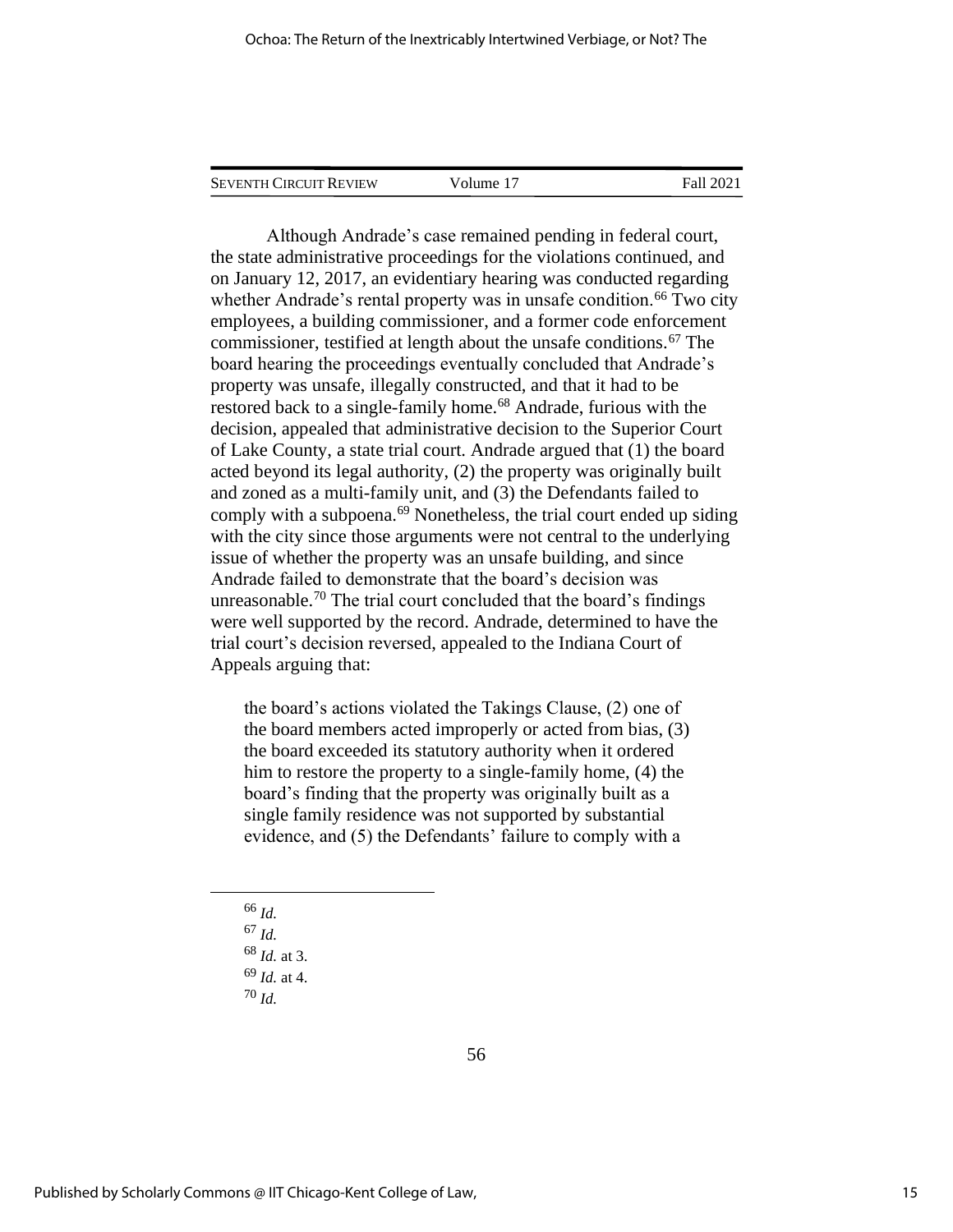Although Andrade's case remained pending in federal court, the state administrative proceedings for the violations continued, and on January 12, 2017, an evidentiary hearing was conducted regarding whether Andrade's rental property was in unsafe condition.[66] Two city employees, a building commissioner, and a former code enforcement commissioner, testified at length about the unsafe conditions.[67] The board hearing the proceedings eventually concluded that Andrade's property was unsafe, illegally constructed, and that it had to be restored back to a single-family home.[68] Andrade, furious with the decision, appealed that administrative decision to the Superior Court of Lake County, a state trial court. Andrade argued that (1) the board acted beyond its legal authority, (2) the property was originally built and zoned as a multi-family unit, and (3) the Defendants failed to comply with a subpoena.[69] Nonetheless, the trial court ended up siding with the city since those arguments were not central to the underlying issue of whether the property was an unsafe building, and since Andrade failed to demonstrate that the board's decision was unreasonable.[70] The trial court concluded that the board's findings were well supported by the record. Andrade, determined to have the trial court's decision reversed, appealed to the Indiana Court of Appeals arguing that:

> the board's actions violated the Takings Clause, (2) one of the board members acted improperly or acted from bias, (3) the board exceeded its statutory authority when it ordered him to restore the property to a single-family home, (4) the board's finding that the property was originally built as a single family residence was not supported by substantial evidence, and (5) the Defendants' failure to comply with a

---

[66] *Id.*

[67] *Id.*

[68] *Id.* at 3.

[69] *Id.* at 4.

[70] *Id.*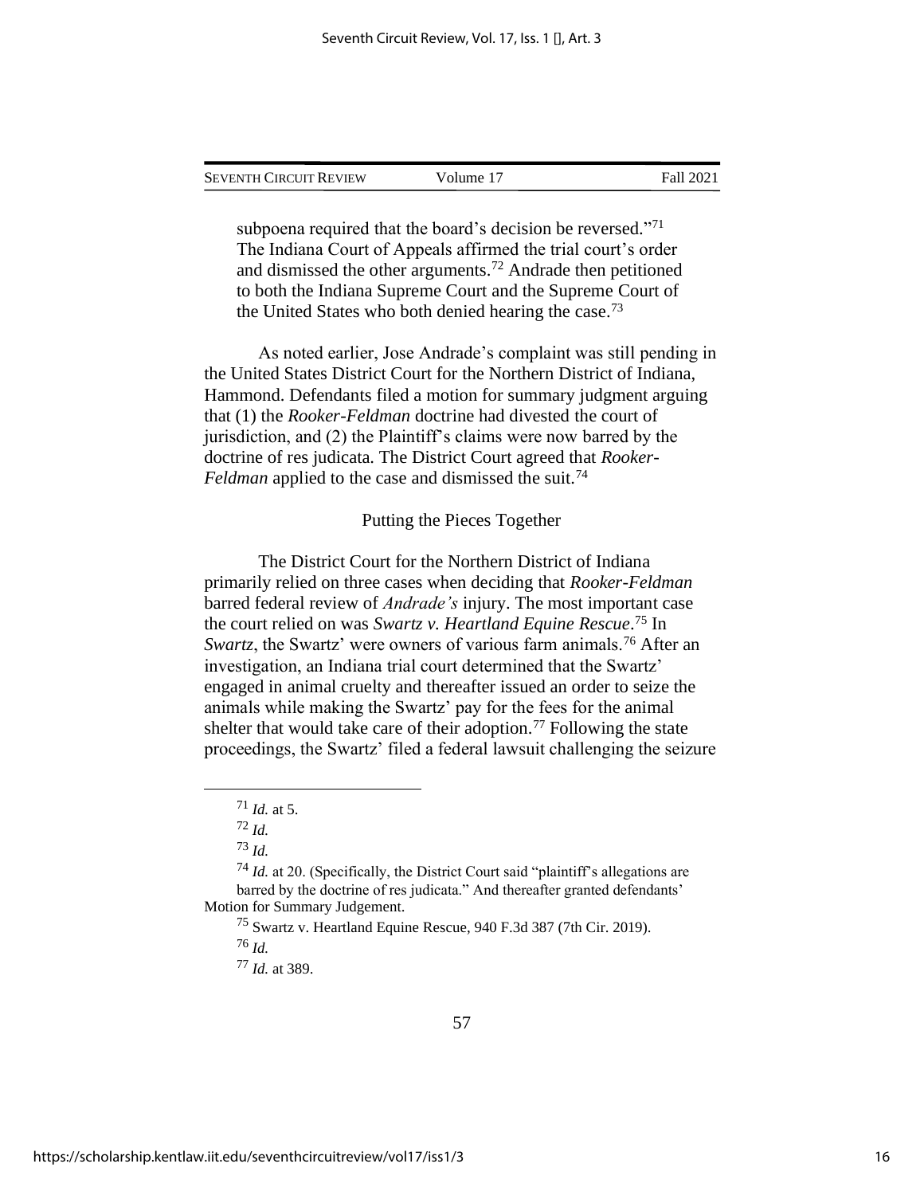subpoena required that the board's decision be reversed."[71] The Indiana Court of Appeals affirmed the trial court's order and dismissed the other arguments.[72] Andrade then petitioned to both the Indiana Supreme Court and the Supreme Court of the United States who both denied hearing the case.[73]

As noted earlier, Jose Andrade's complaint was still pending in the United States District Court for the Northern District of Indiana, Hammond. Defendants filed a motion for summary judgment arguing that (1) the *Rooker-Feldman* doctrine had divested the court of jurisdiction, and (2) the Plaintiff's claims were now barred by the doctrine of res judicata. The District Court agreed that *Rooker-Feldman* applied to the case and dismissed the suit.[74]

Putting the Pieces Together

The District Court for the Northern District of Indiana primarily relied on three cases when deciding that *Rooker-Feldman* barred federal review of *Andrade's* injury. The most important case the court relied on was *Swartz v. Heartland Equine Rescue*.[75] In *Swartz*, the Swartz' were owners of various farm animals.[76] After an investigation, an Indiana trial court determined that the Swartz' engaged in animal cruelty and thereafter issued an order to seize the animals while making the Swartz' pay for the fees for the animal shelter that would take care of their adoption.[77] Following the state proceedings, the Swartz' filed a federal lawsuit challenging the seizure

---

[71] *Id.* at 5.

[72] *Id.*

[73] *Id.*

[74] *Id.* at 20. (Specifically, the District Court said "plaintiff's allegations are barred by the doctrine of res judicata." And thereafter granted defendants' Motion for Summary Judgement.

[75] Swartz v. Heartland Equine Rescue, 940 F.3d 387 (7th Cir. 2019).

[76] *Id.*

[77] *Id.* at 389.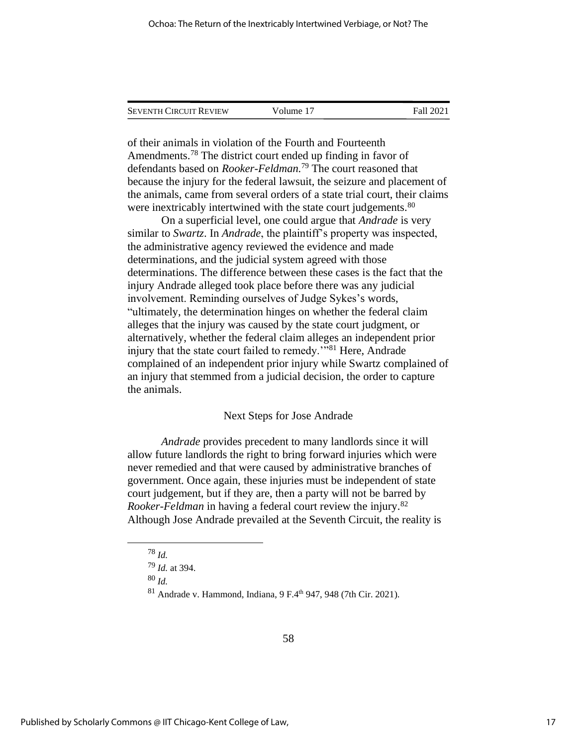of their animals in violation of the Fourth and Fourteenth Amendments.[78] The district court ended up finding in favor of defendants based on *Rooker-Feldman.*[79] The court reasoned that because the injury for the federal lawsuit, the seizure and placement of the animals, came from several orders of a state trial court, their claims were inextricably intertwined with the state court judgements.[80]

On a superficial level, one could argue that *Andrade* is very similar to *Swartz*. In *Andrade*, the plaintiff's property was inspected, the administrative agency reviewed the evidence and made determinations, and the judicial system agreed with those determinations. The difference between these cases is the fact that the injury Andrade alleged took place before there was any judicial involvement. Reminding ourselves of Judge Sykes's words, "ultimately, the determination hinges on whether the federal claim alleges that the injury was caused by the state court judgment, or alternatively, whether the federal claim alleges an independent prior injury that the state court failed to remedy.'"[81] Here, Andrade complained of an independent prior injury while Swartz complained of an injury that stemmed from a judicial decision, the order to capture the animals.

## Next Steps for Jose Andrade

*Andrade* provides precedent to many landlords since it will allow future landlords the right to bring forward injuries which were never remedied and that were caused by administrative branches of government. Once again, these injuries must be independent of state court judgement, but if they are, then a party will not be barred by *Rooker-Feldman* in having a federal court review the injury.[82] Although Jose Andrade prevailed at the Seventh Circuit, the reality is

---

[78] *Id.*

[79] *Id.* at 394.

[80] *Id.*

[81] Andrade v. Hammond, Indiana, 9 F.4th 947, 948 (7th Cir. 2021).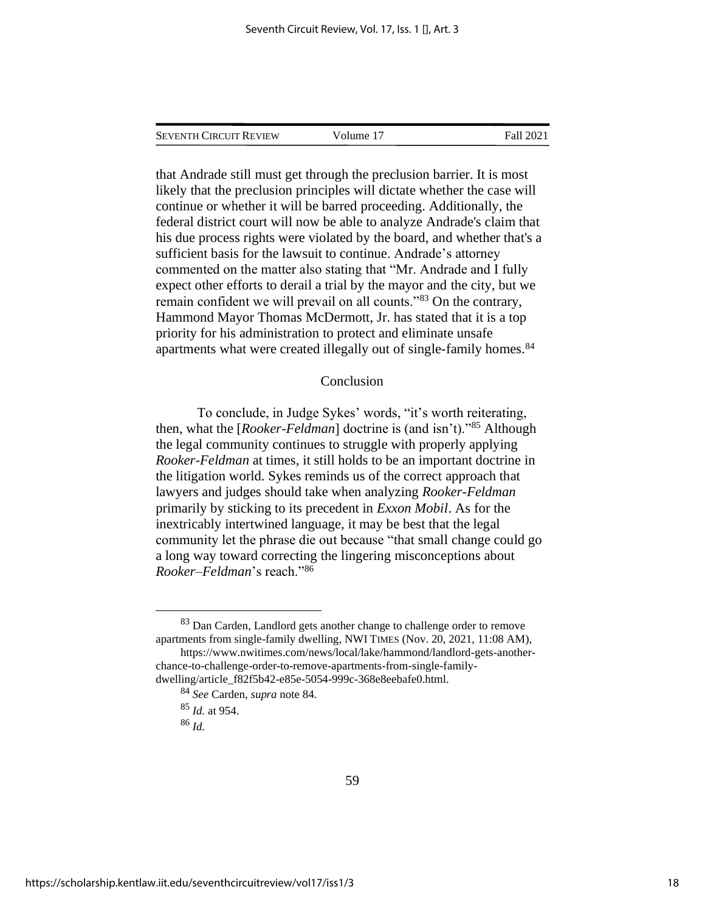that Andrade still must get through the preclusion barrier. It is most likely that the preclusion principles will dictate whether the case will continue or whether it will be barred proceeding. Additionally, the federal district court will now be able to analyze Andrade's claim that his due process rights were violated by the board, and whether that's a sufficient basis for the lawsuit to continue. Andrade's attorney commented on the matter also stating that "Mr. Andrade and I fully expect other efforts to derail a trial by the mayor and the city, but we remain confident we will prevail on all counts."[83] On the contrary, Hammond Mayor Thomas McDermott, Jr. has stated that it is a top priority for his administration to protect and eliminate unsafe apartments what were created illegally out of single-family homes.[84]

## Conclusion

To conclude, in Judge Sykes' words, "it's worth reiterating, then, what the [*Rooker-Feldman*] doctrine is (and isn't)."[85] Although the legal community continues to struggle with properly applying *Rooker-Feldman* at times, it still holds to be an important doctrine in the litigation world. Sykes reminds us of the correct approach that lawyers and judges should take when analyzing *Rooker-Feldman* primarily by sticking to its precedent in *Exxon Mobil*. As for the inextricably intertwined language, it may be best that the legal community let the phrase die out because "that small change could go a long way toward correcting the lingering misconceptions about *Rooker–Feldman*'s reach."[86]

---

[83] Dan Carden, Landlord gets another change to challenge order to remove apartments from single-family dwelling, NWI TIMES (Nov. 20, 2021, 11:08 AM), https://www.nwitimes.com/news/local/lake/hammond/landlord-gets-another-chance-to-challenge-order-to-remove-apartments-from-single-family-dwelling/article_f82f5b42-e85e-5054-999c-368e8eebafe0.html.

[84] *See* Carden, *supra* note 84.

[85] *Id.* at 954.

[86] *Id.*